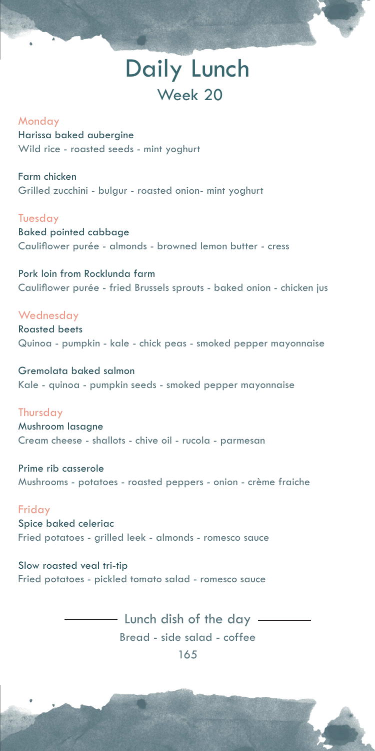# Daily Lunch

## Week 20

### Monday

**Harissa baked aubergine**
Wild rice - roasted seeds - mint yoghurt

**Farm chicken**
Grilled zucchini - bulgur - roasted onion- mint yoghurt

### Tuesday

**Baked pointed cabbage**
Cauliflower purée - almonds - browned lemon butter - cress

**Pork loin from Rocklunda farm**
Cauliflower purée - fried Brussels sprouts - baked onion - chicken jus

### Wednesday

**Roasted beets**
Quinoa - pumpkin - kale - chick peas - smoked pepper mayonnaise

**Gremolata baked salmon**
Kale - quinoa - pumpkin seeds - smoked pepper mayonnaise

### Thursday

**Mushroom lasagne**
Cream cheese - shallots - chive oil - rucola - parmesan

**Prime rib casserole**
Mushrooms - potatoes - roasted peppers - onion - crème fraiche

### Friday

**Spice baked celeriac**
Fried potatoes - grilled leek - almonds - romesco sauce

**Slow roasted veal tri-tip**
Fried potatoes - pickled tomato salad - romesco sauce

---

Lunch dish of the day

Bread - side salad - coffee

165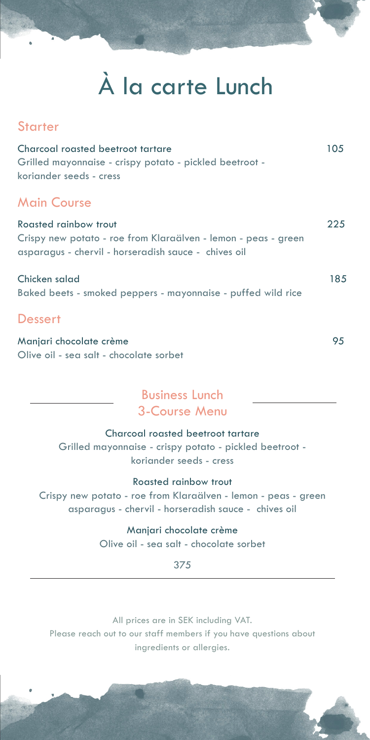# À la carte Lunch

## Starter

**Charcoal roasted beetroot tartare** 105
Grilled mayonnaise - crispy potato - pickled beetroot - koriander seeds - cress

## Main Course

**Roasted rainbow trout** 225
Crispy new potato - roe from Klaraälven - lemon - peas - green asparagus - chervil - horseradish sauce - chives oil

**Chicken salad** 185
Baked beets - smoked peppers - mayonnaise - puffed wild rice

## Dessert

**Manjari chocolate crème** 95
Olive oil - sea salt - chocolate sorbet

## Business Lunch 3-Course Menu

**Charcoal roasted beetroot tartare**
Grilled mayonnaise - crispy potato - pickled beetroot - koriander seeds - cress

**Roasted rainbow trout**
Crispy new potato - roe from Klaraälven - lemon - peas - green asparagus - chervil - horseradish sauce - chives oil

**Manjari chocolate crème**
Olive oil - sea salt - chocolate sorbet

375

---

All prices are in SEK including VAT.
Please reach out to our staff members if you have questions about ingredients or allergies.